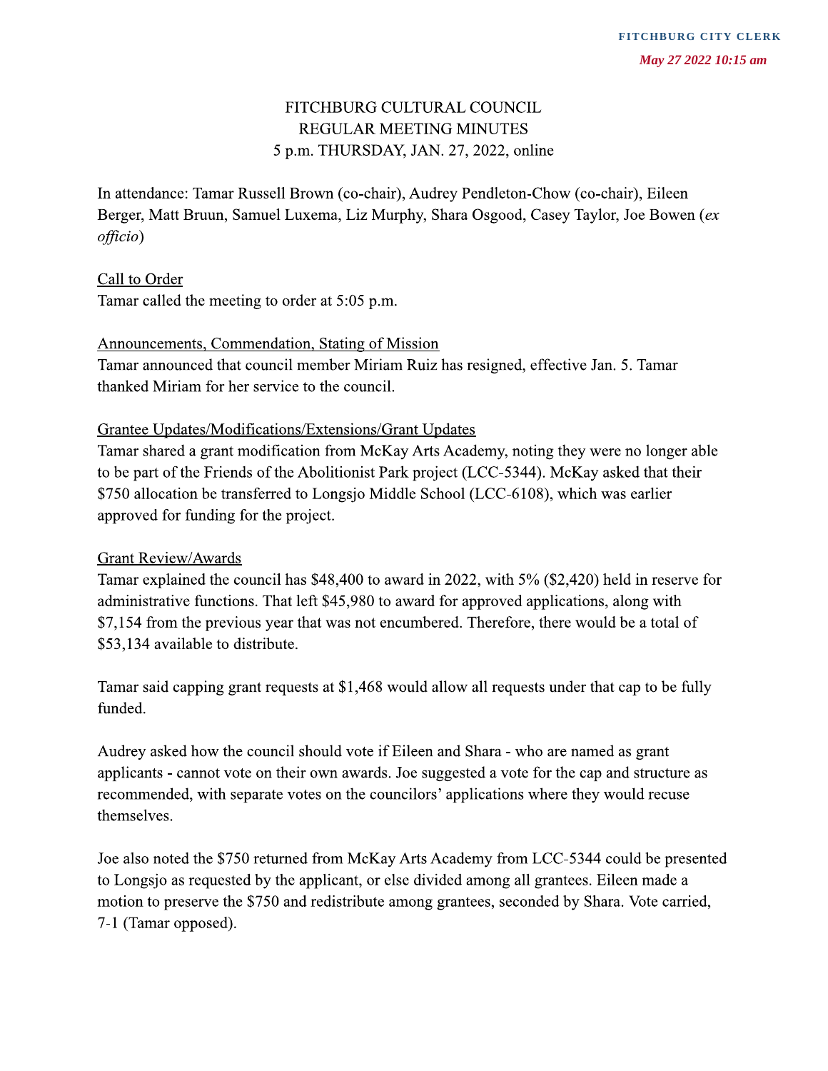FITCHBURG CITY CLERK

*May 27 2022 10:15 am*

# FITCHBURG CULTURAL COUNCIL
## REGULAR MEETING MINUTES
### 5 p.m. THURSDAY, JAN. 27, 2022, online

In attendance: Tamar Russell Brown (co-chair), Audrey Pendleton-Chow (co-chair), Eileen Berger, Matt Bruun, Samuel Luxema, Liz Murphy, Shara Osgood, Casey Taylor, Joe Bowen (*ex officio*)

Call to Order

Tamar called the meeting to order at 5:05 p.m.

Announcements, Commendation, Stating of Mission

Tamar announced that council member Miriam Ruiz has resigned, effective Jan. 5. Tamar thanked Miriam for her service to the council.

Grantee Updates/Modifications/Extensions/Grant Updates

Tamar shared a grant modification from McKay Arts Academy, noting they were no longer able to be part of the Friends of the Abolitionist Park project (LCC-5344). McKay asked that their $750 allocation be transferred to Longsjo Middle School (LCC-6108), which was earlier approved for funding for the project.

Grant Review/Awards

Tamar explained the council has $48,400 to award in 2022, with 5% ($2,420) held in reserve for administrative functions. That left $45,980 to award for approved applications, along with $7,154 from the previous year that was not encumbered. Therefore, there would be a total of $53,134 available to distribute.

Tamar said capping grant requests at $1,468 would allow all requests under that cap to be fully funded.

Audrey asked how the council should vote if Eileen and Shara - who are named as grant applicants - cannot vote on their own awards. Joe suggested a vote for the cap and structure as recommended, with separate votes on the councilors' applications where they would recuse themselves.

Joe also noted the $750 returned from McKay Arts Academy from LCC-5344 could be presented to Longsjo as requested by the applicant, or else divided among all grantees. Eileen made a motion to preserve the $750 and redistribute among grantees, seconded by Shara. Vote carried, 7-1 (Tamar opposed).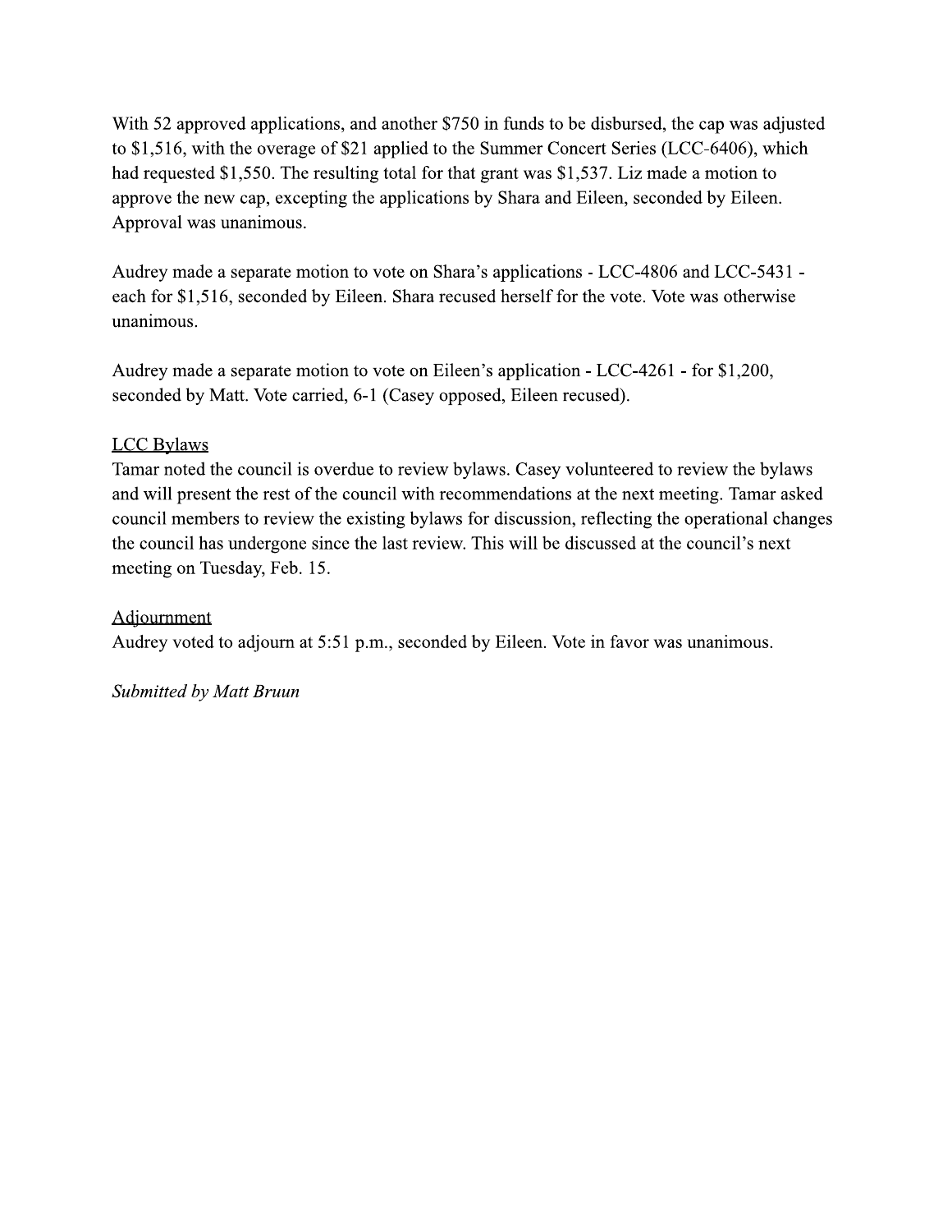With 52 approved applications, and another $750 in funds to be disbursed, the cap was adjusted to $1,516, with the overage of $21 applied to the Summer Concert Series (LCC-6406), which had requested $1,550. The resulting total for that grant was $1,537. Liz made a motion to approve the new cap, excepting the applications by Shara and Eileen, seconded by Eileen. Approval was unanimous.

Audrey made a separate motion to vote on Shara's applications - LCC-4806 and LCC-5431 - each for $1,516, seconded by Eileen. Shara recused herself for the vote. Vote was otherwise unanimous.

Audrey made a separate motion to vote on Eileen's application - LCC-4261 - for $1,200, seconded by Matt. Vote carried, 6-1 (Casey opposed, Eileen recused).

<u>LCC Bylaws</u>

Tamar noted the council is overdue to review bylaws. Casey volunteered to review the bylaws and will present the rest of the council with recommendations at the next meeting. Tamar asked council members to review the existing bylaws for discussion, reflecting the operational changes the council has undergone since the last review. This will be discussed at the council's next meeting on Tuesday, Feb. 15.

<u>Adjournment</u>

Audrey voted to adjourn at 5:51 p.m., seconded by Eileen. Vote in favor was unanimous.

*Submitted by Matt Bruun*